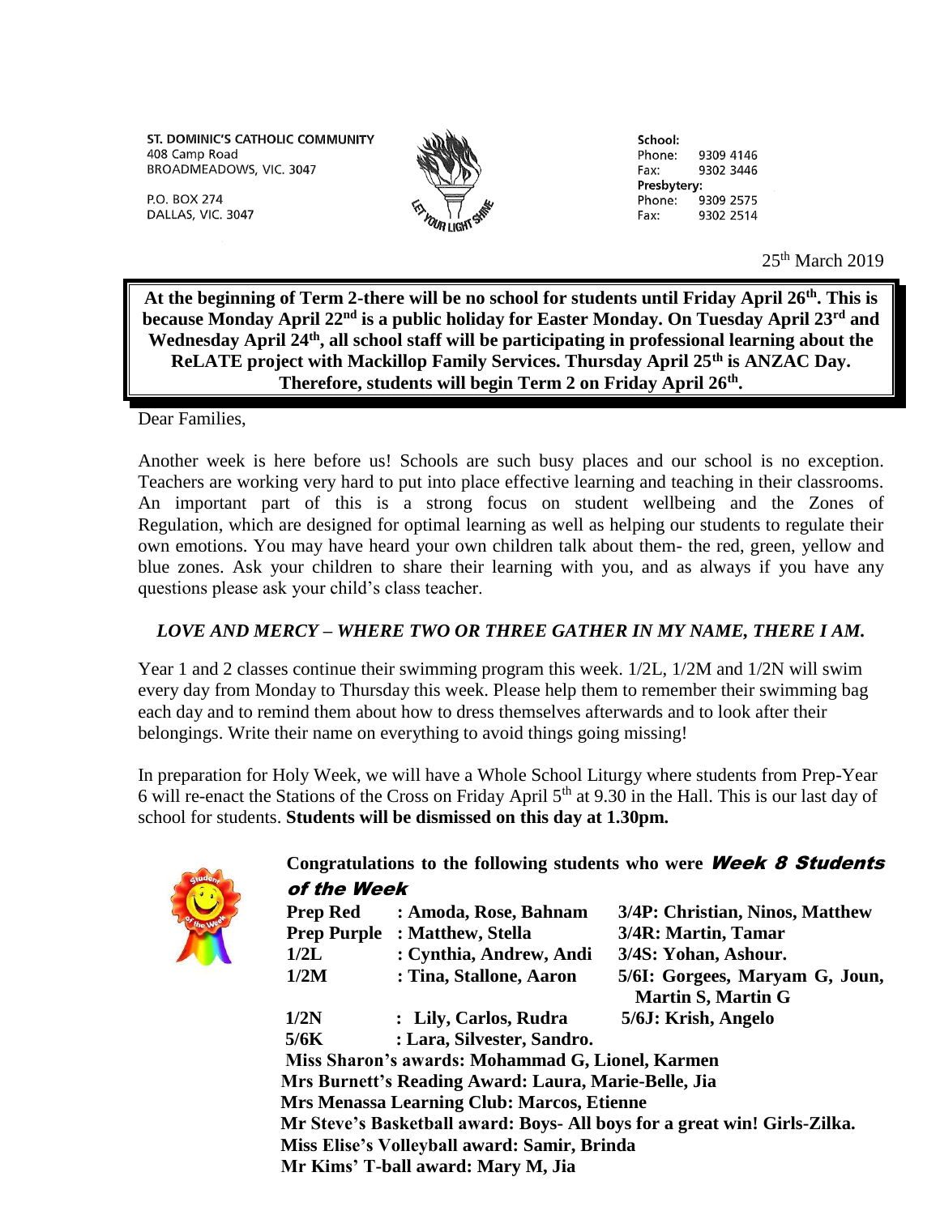ST. DOMINIC'S CATHOLIC COMMUNITY
408 Camp Road
BROADMEADOWS, VIC. 3047

P.O. BOX 274
DALLAS, VIC. 3047

LET YOUR LIGHT SHINE

School:
Phone: 9309 4146
Fax: 9302 3446
Presbytery:
Phone: 9309 2575
Fax: 9302 2514

25th March 2019

**At the beginning of Term 2-there will be no school for students until Friday April 26th. This is because Monday April 22nd is a public holiday for Easter Monday. On Tuesday April 23rd and Wednesday April 24th, all school staff will be participating in professional learning about the ReLATE project with Mackillop Family Services. Thursday April 25th is ANZAC Day. Therefore, students will begin Term 2 on Friday April 26th.**

Dear Families,

Another week is here before us! Schools are such busy places and our school is no exception. Teachers are working very hard to put into place effective learning and teaching in their classrooms. An important part of this is a strong focus on student wellbeing and the Zones of Regulation, which are designed for optimal learning as well as helping our students to regulate their own emotions. You may have heard your own children talk about them- the red, green, yellow and blue zones. Ask your children to share their learning with you, and as always if you have any questions please ask your child's class teacher.

***LOVE AND MERCY – WHERE TWO OR THREE GATHER IN MY NAME, THERE I AM.***

Year 1 and 2 classes continue their swimming program this week. 1/2L, 1/2M and 1/2N will swim every day from Monday to Thursday this week. Please help them to remember their swimming bag each day and to remind them about how to dress themselves afterwards and to look after their belongings. Write their name on everything to avoid things going missing!

In preparation for Holy Week, we will have a Whole School Liturgy where students from Prep-Year 6 will re-enact the Stations of the Cross on Friday April 5th at 9.30 in the Hall. This is our last day of school for students. **Students will be dismissed on this day at 1.30pm.**

**Congratulations to the following students who were *Week 8 Students of the Week***

**Prep Red : Amoda, Rose, Bahnam**
**Prep Purple : Matthew, Stella**
**1/2L : Cynthia, Andrew, Andi**
**1/2M : Tina, Stallone, Aaron**
**1/2N : Lily, Carlos, Rudra**
**5/6K : Lara, Silvester, Sandro.**
**3/4P: Christian, Ninos, Matthew**
**3/4R: Martin, Tamar**
**3/4S: Yohan, Ashour.**
**5/6I: Gorgees, Maryam G, Joun, Martin S, Martin G**
**5/6J: Krish, Angelo**

**Miss Sharon's awards: Mohammad G, Lionel, Karmen**
**Mrs Burnett's Reading Award: Laura, Marie-Belle, Jia**
**Mrs Menassa Learning Club: Marcos, Etienne**
**Mr Steve's Basketball award: Boys- All boys for a great win! Girls-Zilka.**
**Miss Elise's Volleyball award: Samir, Brinda**
**Mr Kims' T-ball award: Mary M, Jia**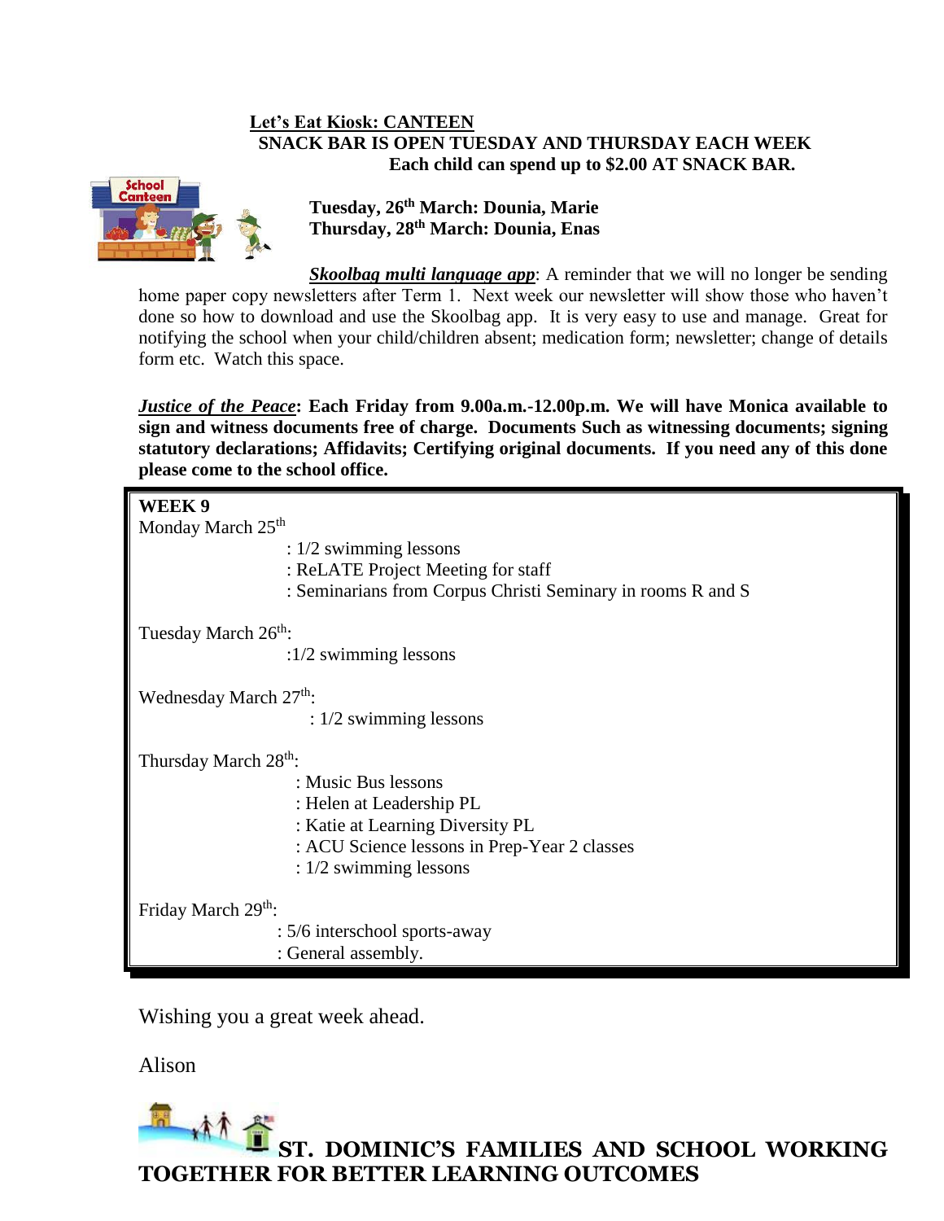**<u>Let's Eat Kiosk: CANTEEN</u>**

**SNACK BAR IS OPEN TUESDAY AND THURSDAY EACH WEEK**

**Each child can spend up to $2.00 AT SNACK BAR.**

**Tuesday, 26th March: Dounia, Marie**
**Thursday, 28th March: Dounia, Enas**

***<u>Skoolbag multi language app</u>***: A reminder that we will no longer be sending home paper copy newsletters after Term 1. Next week our newsletter will show those who haven't done so how to download and use the Skoolbag app. It is very easy to use and manage. Great for notifying the school when your child/children absent; medication form; newsletter; change of details form etc. Watch this space.

***<u>Justice of the Peace</u>*: Each Friday from 9.00a.m.-12.00p.m. We will have Monica available to sign and witness documents free of charge. Documents Such as witnessing documents; signing statutory declarations; Affidavits; Certifying original documents. If you need any of this done please come to the school office.**

**WEEK 9**

Monday March 25th
: 1/2 swimming lessons
: ReLATE Project Meeting for staff
: Seminarians from Corpus Christi Seminary in rooms R and S

Tuesday March 26th:
:1/2 swimming lessons

Wednesday March 27th:
: 1/2 swimming lessons

Thursday March 28th:
: Music Bus lessons
: Helen at Leadership PL
: Katie at Learning Diversity PL
: ACU Science lessons in Prep-Year 2 classes
: 1/2 swimming lessons

Friday March 29th:
: 5/6 interschool sports-away
: General assembly.

Wishing you a great week ahead.

Alison

**ST. DOMINIC'S FAMILIES AND SCHOOL WORKING TOGETHER FOR BETTER LEARNING OUTCOMES**